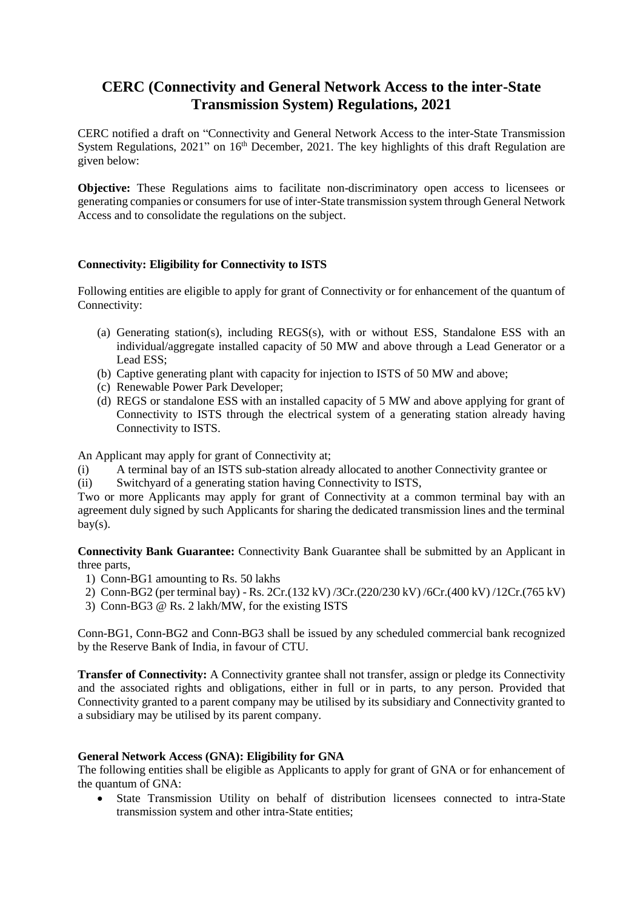# CERC (Connectivity and General Network Access to the inter-State Transmission System) Regulations, 2021

CERC notified a draft on "Connectivity and General Network Access to the inter-State Transmission System Regulations, 2021" on 16th December, 2021. The key highlights of this draft Regulation are given below:

**Objective:** These Regulations aims to facilitate non-discriminatory open access to licensees or generating companies or consumers for use of inter-State transmission system through General Network Access and to consolidate the regulations on the subject.

**Connectivity: Eligibility for Connectivity to ISTS**

Following entities are eligible to apply for grant of Connectivity or for enhancement of the quantum of Connectivity:

(a) Generating station(s), including REGS(s), with or without ESS, Standalone ESS with an individual/aggregate installed capacity of 50 MW and above through a Lead Generator or a Lead ESS;
(b) Captive generating plant with capacity for injection to ISTS of 50 MW and above;
(c) Renewable Power Park Developer;
(d) REGS or standalone ESS with an installed capacity of 5 MW and above applying for grant of Connectivity to ISTS through the electrical system of a generating station already having Connectivity to ISTS.

An Applicant may apply for grant of Connectivity at;

(i) A terminal bay of an ISTS sub-station already allocated to another Connectivity grantee or
(ii) Switchyard of a generating station having Connectivity to ISTS,

Two or more Applicants may apply for grant of Connectivity at a common terminal bay with an agreement duly signed by such Applicants for sharing the dedicated transmission lines and the terminal bay(s).

**Connectivity Bank Guarantee:** Connectivity Bank Guarantee shall be submitted by an Applicant in three parts,

1) Conn-BG1 amounting to Rs. 50 lakhs
2) Conn-BG2 (per terminal bay) - Rs. 2Cr.(132 kV) /3Cr.(220/230 kV) /6Cr.(400 kV) /12Cr.(765 kV)
3) Conn-BG3 @ Rs. 2 lakh/MW, for the existing ISTS

Conn-BG1, Conn-BG2 and Conn-BG3 shall be issued by any scheduled commercial bank recognized by the Reserve Bank of India, in favour of CTU.

**Transfer of Connectivity:** A Connectivity grantee shall not transfer, assign or pledge its Connectivity and the associated rights and obligations, either in full or in parts, to any person. Provided that Connectivity granted to a parent company may be utilised by its subsidiary and Connectivity granted to a subsidiary may be utilised by its parent company.

**General Network Access (GNA): Eligibility for GNA**

The following entities shall be eligible as Applicants to apply for grant of GNA or for enhancement of the quantum of GNA:

- State Transmission Utility on behalf of distribution licensees connected to intra-State transmission system and other intra-State entities;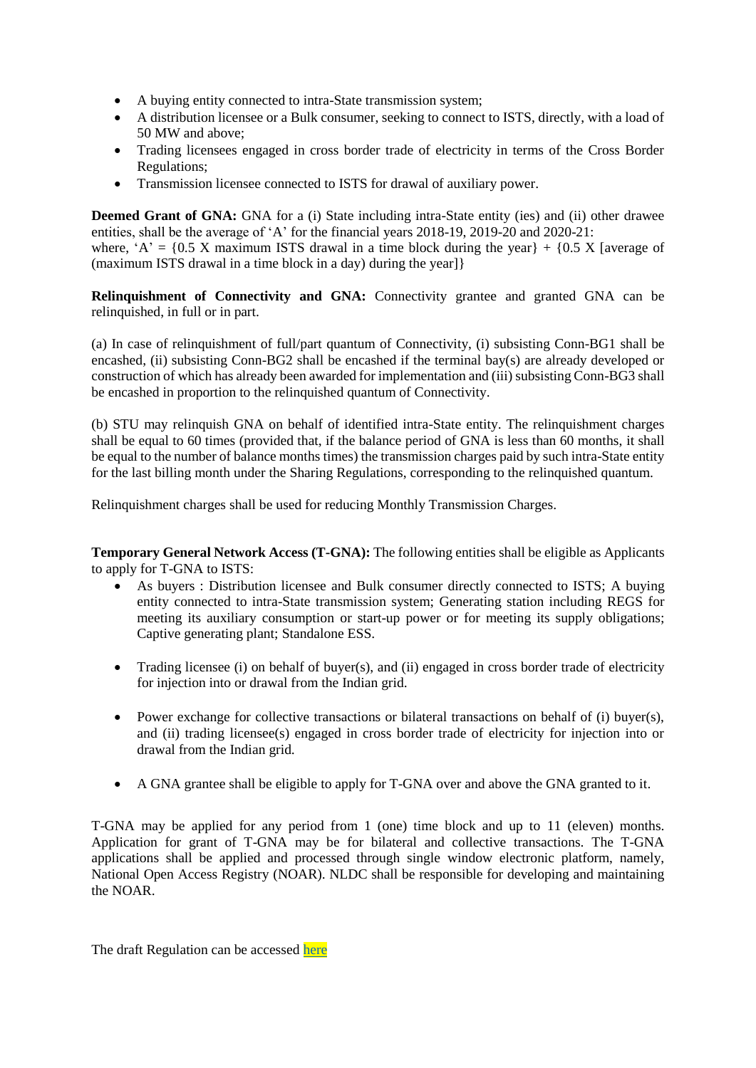- A buying entity connected to intra-State transmission system;
- A distribution licensee or a Bulk consumer, seeking to connect to ISTS, directly, with a load of 50 MW and above;
- Trading licensees engaged in cross border trade of electricity in terms of the Cross Border Regulations;
- Transmission licensee connected to ISTS for drawal of auxiliary power.

**Deemed Grant of GNA:** GNA for a (i) State including intra-State entity (ies) and (ii) other drawee entities, shall be the average of 'A' for the financial years 2018-19, 2019-20 and 2020-21:
where, 'A' = {0.5 X maximum ISTS drawal in a time block during the year} + {0.5 X [average of (maximum ISTS drawal in a time block in a day) during the year]}

**Relinquishment of Connectivity and GNA:** Connectivity grantee and granted GNA can be relinquished, in full or in part.

(a) In case of relinquishment of full/part quantum of Connectivity, (i) subsisting Conn-BG1 shall be encashed, (ii) subsisting Conn-BG2 shall be encashed if the terminal bay(s) are already developed or construction of which has already been awarded for implementation and (iii) subsisting Conn-BG3 shall be encashed in proportion to the relinquished quantum of Connectivity.

(b) STU may relinquish GNA on behalf of identified intra-State entity. The relinquishment charges shall be equal to 60 times (provided that, if the balance period of GNA is less than 60 months, it shall be equal to the number of balance months times) the transmission charges paid by such intra-State entity for the last billing month under the Sharing Regulations, corresponding to the relinquished quantum.

Relinquishment charges shall be used for reducing Monthly Transmission Charges.

**Temporary General Network Access (T-GNA):** The following entities shall be eligible as Applicants to apply for T-GNA to ISTS:

- As buyers : Distribution licensee and Bulk consumer directly connected to ISTS; A buying entity connected to intra-State transmission system; Generating station including REGS for meeting its auxiliary consumption or start-up power or for meeting its supply obligations; Captive generating plant; Standalone ESS.
- Trading licensee (i) on behalf of buyer(s), and (ii) engaged in cross border trade of electricity for injection into or drawal from the Indian grid.
- Power exchange for collective transactions or bilateral transactions on behalf of (i) buyer(s), and (ii) trading licensee(s) engaged in cross border trade of electricity for injection into or drawal from the Indian grid.
- A GNA grantee shall be eligible to apply for T-GNA over and above the GNA granted to it.

T-GNA may be applied for any period from 1 (one) time block and up to 11 (eleven) months. Application for grant of T-GNA may be for bilateral and collective transactions. The T-GNA applications shall be applied and processed through single window electronic platform, namely, National Open Access Registry (NOAR). NLDC shall be responsible for developing and maintaining the NOAR.

The draft Regulation can be accessed here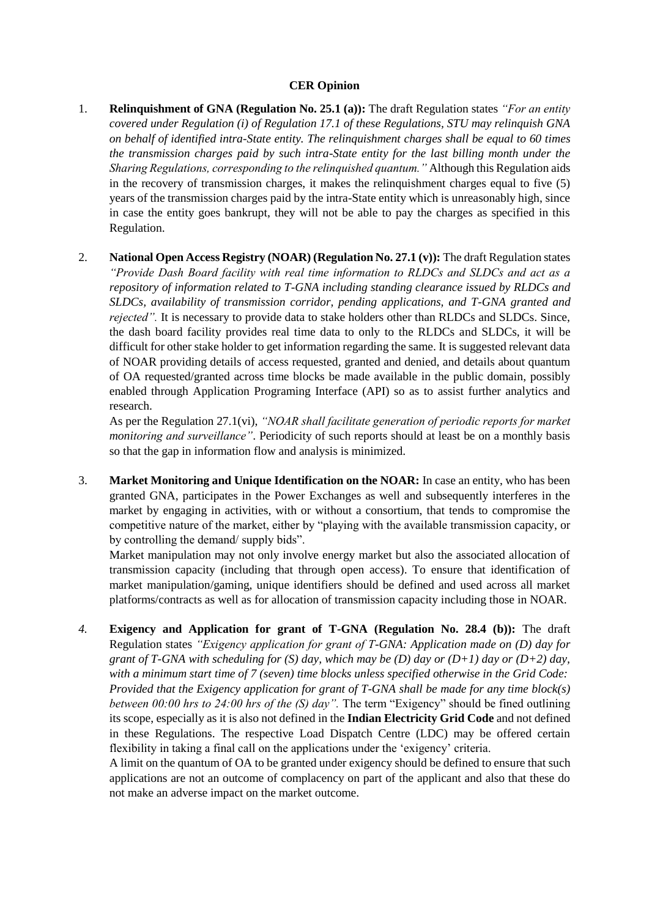**CER Opinion**

1. **Relinquishment of GNA (Regulation No. 25.1 (a)):** The draft Regulation states *"For an entity covered under Regulation (i) of Regulation 17.1 of these Regulations, STU may relinquish GNA on behalf of identified intra-State entity. The relinquishment charges shall be equal to 60 times the transmission charges paid by such intra-State entity for the last billing month under the Sharing Regulations, corresponding to the relinquished quantum."* Although this Regulation aids in the recovery of transmission charges, it makes the relinquishment charges equal to five (5) years of the transmission charges paid by the intra-State entity which is unreasonably high, since in case the entity goes bankrupt, they will not be able to pay the charges as specified in this Regulation.

2. **National Open Access Registry (NOAR) (Regulation No. 27.1 (v)):** The draft Regulation states *"Provide Dash Board facility with real time information to RLDCs and SLDCs and act as a repository of information related to T-GNA including standing clearance issued by RLDCs and SLDCs, availability of transmission corridor, pending applications, and T-GNA granted and rejected".* It is necessary to provide data to stake holders other than RLDCs and SLDCs. Since, the dash board facility provides real time data to only to the RLDCs and SLDCs, it will be difficult for other stake holder to get information regarding the same. It is suggested relevant data of NOAR providing details of access requested, granted and denied, and details about quantum of OA requested/granted across time blocks be made available in the public domain, possibly enabled through Application Programing Interface (API) so as to assist further analytics and research.

   As per the Regulation 27.1(vi), *"NOAR shall facilitate generation of periodic reports for market monitoring and surveillance"*. Periodicity of such reports should at least be on a monthly basis so that the gap in information flow and analysis is minimized.

3. **Market Monitoring and Unique Identification on the NOAR:** In case an entity, who has been granted GNA, participates in the Power Exchanges as well and subsequently interferes in the market by engaging in activities, with or without a consortium, that tends to compromise the competitive nature of the market, either by "playing with the available transmission capacity, or by controlling the demand/ supply bids".

   Market manipulation may not only involve energy market but also the associated allocation of transmission capacity (including that through open access). To ensure that identification of market manipulation/gaming, unique identifiers should be defined and used across all market platforms/contracts as well as for allocation of transmission capacity including those in NOAR.

4. **Exigency and Application for grant of T-GNA (Regulation No. 28.4 (b)):** The draft Regulation states *"Exigency application for grant of T-GNA: Application made on (D) day for grant of T-GNA with scheduling for (S) day, which may be (D) day or (D+1) day or (D+2) day, with a minimum start time of 7 (seven) time blocks unless specified otherwise in the Grid Code: Provided that the Exigency application for grant of T-GNA shall be made for any time block(s) between 00:00 hrs to 24:00 hrs of the (S) day".* The term "Exigency" should be fined outlining its scope, especially as it is also not defined in the **Indian Electricity Grid Code** and not defined in these Regulations. The respective Load Dispatch Centre (LDC) may be offered certain flexibility in taking a final call on the applications under the 'exigency' criteria.

   A limit on the quantum of OA to be granted under exigency should be defined to ensure that such applications are not an outcome of complacency on part of the applicant and also that these do not make an adverse impact on the market outcome.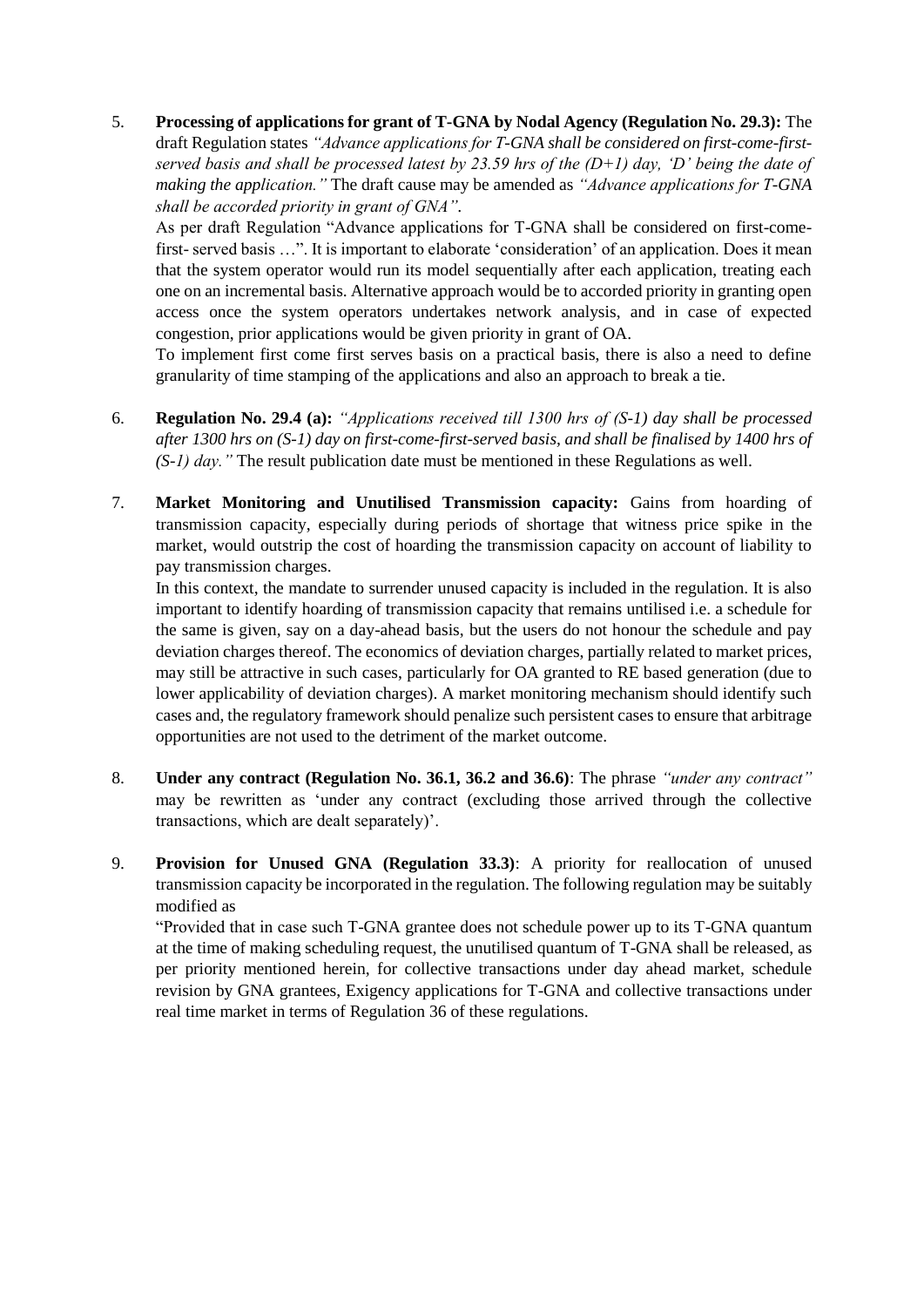5. **Processing of applications for grant of T-GNA by Nodal Agency (Regulation No. 29.3):** The draft Regulation states *"Advance applications for T-GNA shall be considered on first-come-first-served basis and shall be processed latest by 23.59 hrs of the (D+1) day, 'D' being the date of making the application."* The draft cause may be amended as *"Advance applications for T-GNA shall be accorded priority in grant of GNA"*.

   As per draft Regulation "Advance applications for T-GNA shall be considered on first-come-first- served basis …". It is important to elaborate 'consideration' of an application. Does it mean that the system operator would run its model sequentially after each application, treating each one on an incremental basis. Alternative approach would be to accorded priority in granting open access once the system operators undertakes network analysis, and in case of expected congestion, prior applications would be given priority in grant of OA.

   To implement first come first serves basis on a practical basis, there is also a need to define granularity of time stamping of the applications and also an approach to break a tie.

6. **Regulation No. 29.4 (a):** *"Applications received till 1300 hrs of (S-1) day shall be processed after 1300 hrs on (S-1) day on first-come-first-served basis, and shall be finalised by 1400 hrs of (S-1) day."* The result publication date must be mentioned in these Regulations as well.

7. **Market Monitoring and Unutilised Transmission capacity:** Gains from hoarding of transmission capacity, especially during periods of shortage that witness price spike in the market, would outstrip the cost of hoarding the transmission capacity on account of liability to pay transmission charges.

   In this context, the mandate to surrender unused capacity is included in the regulation. It is also important to identify hoarding of transmission capacity that remains untilised i.e. a schedule for the same is given, say on a day-ahead basis, but the users do not honour the schedule and pay deviation charges thereof. The economics of deviation charges, partially related to market prices, may still be attractive in such cases, particularly for OA granted to RE based generation (due to lower applicability of deviation charges). A market monitoring mechanism should identify such cases and, the regulatory framework should penalize such persistent cases to ensure that arbitrage opportunities are not used to the detriment of the market outcome.

8. **Under any contract (Regulation No. 36.1, 36.2 and 36.6)**: The phrase *"under any contract"* may be rewritten as 'under any contract (excluding those arrived through the collective transactions, which are dealt separately)'.

9. **Provision for Unused GNA (Regulation 33.3)**: A priority for reallocation of unused transmission capacity be incorporated in the regulation. The following regulation may be suitably modified as

   "Provided that in case such T-GNA grantee does not schedule power up to its T-GNA quantum at the time of making scheduling request, the unutilised quantum of T-GNA shall be released, as per priority mentioned herein, for collective transactions under day ahead market, schedule revision by GNA grantees, Exigency applications for T-GNA and collective transactions under real time market in terms of Regulation 36 of these regulations.